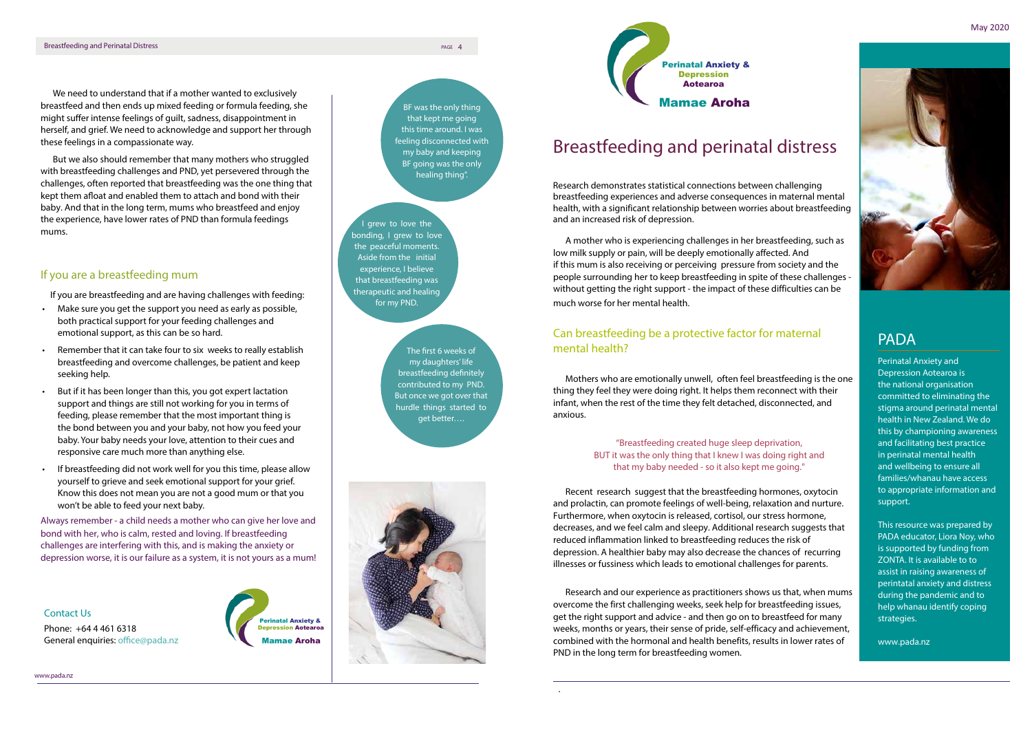We need to understand that if a mother wanted to exclusively breastfeed and then ends up mixed feeding or formula feeding, she might suffer intense feelings of guilt, sadness, disappointment in herself, and grief. We need to acknowledge and support her through these feelings in a compassionate way.

But we also should remember that many mothers who struggled with breastfeeding challenges and PND, yet persevered through the challenges, often reported that breastfeeding was the one thing that kept them afloat and enabled them to attach and bond with their baby. And that in the long term, mums who breastfeed and enjoy the experience, have lower rates of PND than formula feedings mums.

## If you are a breastfeeding mum

If you are breastfeeding and are having challenges with feeding:

- Make sure you get the support you need as early as possible, both practical support for your feeding challenges and emotional support, as this can be so hard.
- Remember that it can take four to six weeks to really establish breastfeeding and overcome challenges, be patient and keep seeking help.
- But if it has been longer than this, you got expert lactation support and things are still not working for you in terms of feeding, please remember that the most important thing is the bond between you and your baby, not how you feed your baby. Your baby needs your love, attention to their cues and responsive care much more than anything else.
- If breastfeeding did not work well for you this time, please allow yourself to grieve and seek emotional support for your grief. Know this does not mean you are not a good mum or that you won't be able to feed your next baby.

Always remember - a child needs a mother who can give her love and bond with her, who is calm, rested and loving. If breastfeeding challenges are interfering with this, and is making the anxiety or depression worse, it is our failure as a system, it is not yours as a mum!

BF was the only thing that kept me going this time around. I was feeling disconnected with my baby and keeping BF going was the only healing thing".

I grew to love the bonding, I grew to love the peaceful moments. Aside from the initial experience, I believe that breastfeeding was therapeutic and healing for my PND.

The first 6 weeks of my daughters' life breastfeeding definitely contributed to my PND. But once we got over that hurdle things started to get better….

### Contact Us

Phone: +64 4 461 6318
General enquiries: office@pada.nz

Perinatal Anxiety & Depression Aotearoa
Mamae Aroha

# Breastfeeding and perinatal distress

Research demonstrates statistical connections between challenging breastfeeding experiences and adverse consequences in maternal mental health, with a significant relationship between worries about breastfeeding and an increased risk of depression.

A mother who is experiencing challenges in her breastfeeding, such as low milk supply or pain, will be deeply emotionally affected. And if this mum is also receiving or perceiving pressure from society and the people surrounding her to keep breastfeeding in spite of these challenges - without getting the right support - the impact of these difficulties can be much worse for her mental health.

## Can breastfeeding be a protective factor for maternal mental health?

Mothers who are emotionally unwell, often feel breastfeeding is the one thing they feel they were doing right. It helps them reconnect with their infant, when the rest of the time they felt detached, disconnected, and anxious.

"Breastfeeding created huge sleep deprivation, BUT it was the only thing that I knew I was doing right and that my baby needed - so it also kept me going."

Recent research suggest that the breastfeeding hormones, oxytocin and prolactin, can promote feelings of well-being, relaxation and nurture. Furthermore, when oxytocin is released, cortisol, our stress hormone, decreases, and we feel calm and sleepy. Additional research suggests that reduced inflammation linked to breastfeeding reduces the risk of depression. A healthier baby may also decrease the chances of recurring illnesses or fussiness which leads to emotional challenges for parents.

Research and our experience as practitioners shows us that, when mums overcome the first challenging weeks, seek help for breastfeeding issues, get the right support and advice - and then go on to breastfeed for many weeks, months or years, their sense of pride, self-efficacy and achievement, combined with the hormonal and health benefits, results in lower rates of PND in the long term for breastfeeding women.

## PADA

Perinatal Anxiety and Depression Aotearoa is the national organisation committed to eliminating the stigma around perinatal mental health in New Zealand. We do this by championing awareness and facilitating best practice in perinatal mental health and wellbeing to ensure all families/whanau have access to appropriate information and support.

This resource was prepared by PADA educator, Liora Noy, who is supported by funding from ZONTA. It is available to to assist in raising awareness of perintatal anxiety and distress during the pandemic and to help whanau identify coping strategies.

www.pada.nz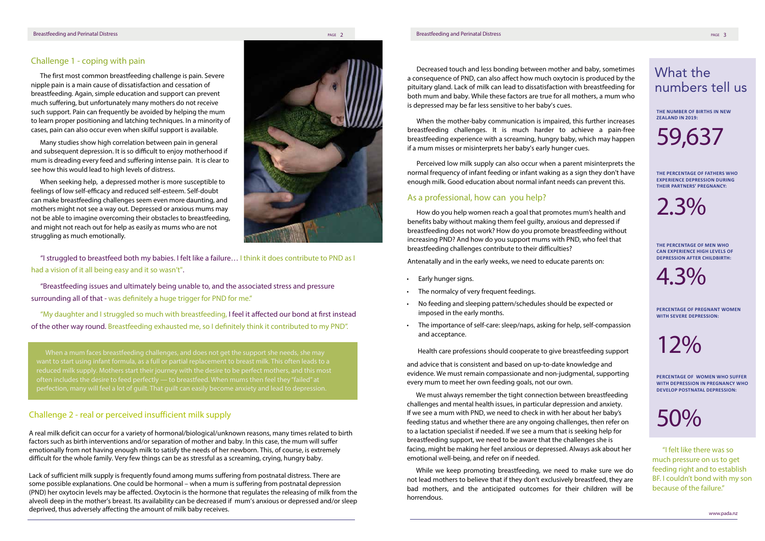## Challenge 1 - coping with pain

The first most common breastfeeding challenge is pain. Severe nipple pain is a main cause of dissatisfaction and cessation of breastfeeding. Again, simple education and support can prevent much suffering, but unfortunately many mothers do not receive such support. Pain can frequently be avoided by helping the mum to learn proper positioning and latching techniques. In a minority of cases, pain can also occur even when skilful support is available.

Many studies show high correlation between pain in general and subsequent depression. It is so difficult to enjoy motherhood if mum is dreading every feed and suffering intense pain. It is clear to see how this would lead to high levels of distress.

When seeking help, a depressed mother is more susceptible to feelings of low self-efficacy and reduced self-esteem. Self-doubt can make breastfeeding challenges seem even more daunting, and mothers might not see a way out. Depressed or anxious mums may not be able to imagine overcoming their obstacles to breastfeeding, and might not reach out for help as easily as mums who are not struggling as much emotionally.

"I struggled to breastfeed both my babies. I felt like a failure… I think it does contribute to PND as I had a vision of it all being easy and it so wasn't".

"Breastfeeding issues and ultimately being unable to, and the associated stress and pressure surrounding all of that - was definitely a huge trigger for PND for me."

"My daughter and I struggled so much with breastfeeding, I feel it affected our bond at first instead of the other way round. Breastfeeding exhausted me, so I definitely think it contributed to my PND".

When a mum faces breastfeeding challenges, and does not get the support she needs, she may want to start using infant formula, as a full or partial replacement to breast milk. This often leads to a reduced milk supply. Mothers start their journey with the desire to be perfect mothers, and this most often includes the desire to feed perfectly — to breastfeed. When mums then feel they "failed" at perfection, many will feel a lot of guilt. That guilt can easily become anxiety and lead to depression.

## Challenge 2 - real or perceived insufficient milk supply

A real milk deficit can occur for a variety of hormonal/biological/unknown reasons, many times related to birth factors such as birth interventions and/or separation of mother and baby. In this case, the mum will suffer emotionally from not having enough milk to satisfy the needs of her newborn. This, of course, is extremely difficult for the whole family. Very few things can be as stressful as a screaming, crying, hungry baby.

Lack of sufficient milk supply is frequently found among mums suffering from postnatal distress. There are some possible explanations. One could be hormonal – when a mum is suffering from postnatal depression (PND) her oxytocin levels may be affected. Oxytocin is the hormone that regulates the releasing of milk from the alveoli deep in the mother's breast. Its availability can be decreased if mum's anxious or depressed and/or sleep deprived, thus adversely affecting the amount of milk baby receives.

Decreased touch and less bonding between mother and baby, sometimes a consequence of PND, can also affect how much oxytocin is produced by the pituitary gland. Lack of milk can lead to dissatisfaction with breastfeeding for both mum and baby. While these factors are true for all mothers, a mum who is depressed may be far less sensitive to her baby's cues.

When the mother-baby communication is impaired, this further increases breastfeeding challenges. It is much harder to achieve a pain-free breastfeeding experience with a screaming, hungry baby, which may happen if a mum misses or misinterprets her baby's early hunger cues.

Perceived low milk supply can also occur when a parent misinterprets the normal frequency of infant feeding or infant waking as a sign they don't have enough milk. Good education about normal infant needs can prevent this.

## As a professional, how can you help?

How do you help women reach a goal that promotes mum's health and benefits baby without making them feel guilty, anxious and depressed if breastfeeding does not work? How do you promote breastfeeding without increasing PND? And how do you support mums with PND, who feel that breastfeeding challenges contribute to their difficulties?

Antenatally and in the early weeks, we need to educate parents on:

- Early hunger signs.
- The normalcy of very frequent feedings.
- No feeding and sleeping pattern/schedules should be expected or imposed in the early months.
- The importance of self-care: sleep/naps, asking for help, self-compassion and acceptance.

Health care professions should cooperate to give breastfeeding support and advice that is consistent and based on up-to-date knowledge and evidence. We must remain compassionate and non-judgmental, supporting every mum to meet her own feeding goals, not our own.

We must always remember the tight connection between breastfeeding challenges and mental health issues, in particular depression and anxiety. If we see a mum with PND, we need to check in with her about her baby's feeding status and whether there are any ongoing challenges, then refer on to a lactation specialist if needed. If we see a mum that is seeking help for breastfeeding support, we need to be aware that the challenges she is facing, might be making her feel anxious or depressed. Always ask about her emotional well-being, and refer on if needed.

While we keep promoting breastfeeding, we need to make sure we do not lead mothers to believe that if they don't exclusively breastfeed, they are bad mothers, and the anticipated outcomes for their children will be horrendous.

## What the numbers tell us

**THE NUMBER OF BIRTHS IN NEW ZEALAND IN 2019:**

59,637

**THE PERCENTAGE OF FATHERS WHO EXPERIENCE DEPRESSION DURING THEIR PARTNERS' PREGNANCY:**

2.3%

**THE PERCENTAGE OF MEN WHO CAN EXPERIENCE HIGH LEVELS OF DEPRESSION AFTER CHILDBIRTH:**

4.3%

**PERCENTAGE OF PREGNANT WOMEN WITH SEVERE DEPRESSION:**

12%

**PERCENTAGE OF WOMEN WHO SUFFER WITH DEPRESSION IN PREGNANCY WHO DEVELOP POSTNATAL DEPRESSION:**

50%

"I felt like there was so much pressure on us to get feeding right and to establish BF. I couldn't bond with my son because of the failure."

www.pada.nz